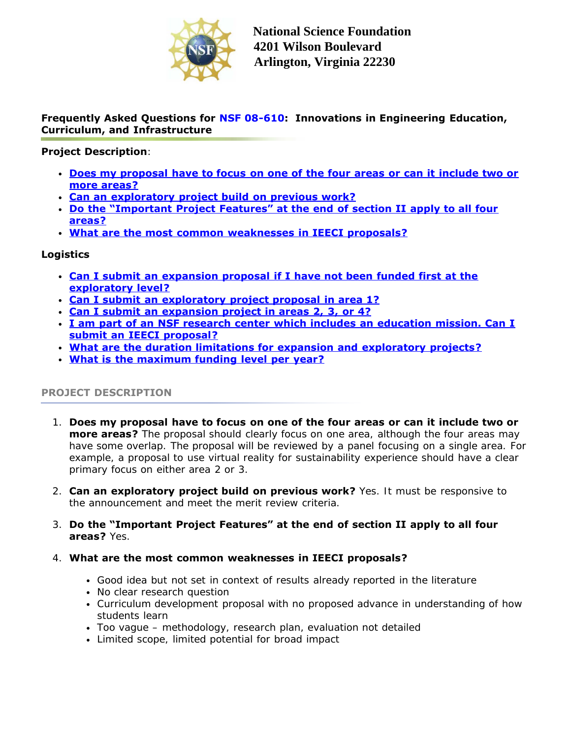**National Science Foundation**
**4201 Wilson Boulevard**
**Arlington, Virginia 22230**

## Frequently Asked Questions for NSF 08-610: Innovations in Engineering Education, Curriculum, and Infrastructure

**Project Description**:

- **Does my proposal have to focus on one of the four areas or can it include two or more areas?**
- **Can an exploratory project build on previous work?**
- **Do the "Important Project Features" at the end of section II apply to all four areas?**
- **What are the most common weaknesses in IEECI proposals?**

**Logistics**

- **Can I submit an expansion proposal if I have not been funded first at the exploratory level?**
- **Can I submit an exploratory project proposal in area 1?**
- **Can I submit an expansion project in areas 2, 3, or 4?**
- **I am part of an NSF research center which includes an education mission. Can I submit an IEECI proposal?**
- **What are the duration limitations for expansion and exploratory projects?**
- **What is the maximum funding level per year?**

### PROJECT DESCRIPTION

1. **Does my proposal have to focus on one of the four areas or can it include two or more areas?** The proposal should clearly focus on one area, although the four areas may have some overlap. The proposal will be reviewed by a panel focusing on a single area. For example, a proposal to use virtual reality for sustainability experience should have a clear primary focus on either area 2 or 3.

2. **Can an exploratory project build on previous work?** Yes. It must be responsive to the announcement and meet the merit review criteria.

3. **Do the "Important Project Features" at the end of section II apply to all four areas?** Yes.

4. **What are the most common weaknesses in IEECI proposals?**

    - Good idea but not set in context of results already reported in the literature
    - No clear research question
    - Curriculum development proposal with no proposed advance in understanding of how students learn
    - Too vague – methodology, research plan, evaluation not detailed
    - Limited scope, limited potential for broad impact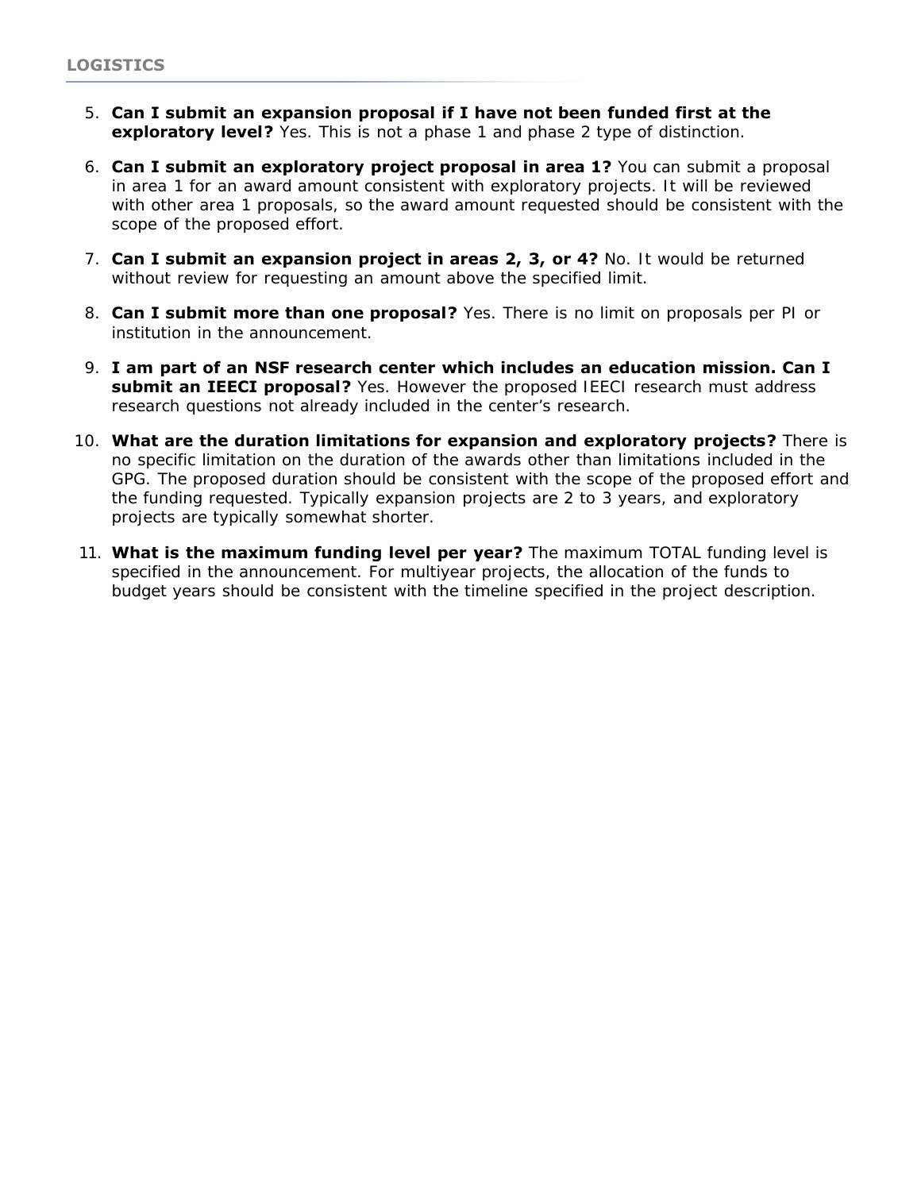## LOGISTICS

5. **Can I submit an expansion proposal if I have not been funded first at the exploratory level?** Yes. This is not a phase 1 and phase 2 type of distinction.

6. **Can I submit an exploratory project proposal in area 1?** You can submit a proposal in area 1 for an award amount consistent with exploratory projects. It will be reviewed with other area 1 proposals, so the award amount requested should be consistent with the scope of the proposed effort.

7. **Can I submit an expansion project in areas 2, 3, or 4?** No. It would be returned without review for requesting an amount above the specified limit.

8. **Can I submit more than one proposal?** Yes. There is no limit on proposals per PI or institution in the announcement.

9. **I am part of an NSF research center which includes an education mission. Can I submit an IEECI proposal?** Yes. However the proposed IEECI research must address research questions not already included in the center's research.

10. **What are the duration limitations for expansion and exploratory projects?** There is no specific limitation on the duration of the awards other than limitations included in the GPG. The proposed duration should be consistent with the scope of the proposed effort and the funding requested. Typically expansion projects are 2 to 3 years, and exploratory projects are typically somewhat shorter.

11. **What is the maximum funding level per year?** The maximum TOTAL funding level is specified in the announcement. For multiyear projects, the allocation of the funds to budget years should be consistent with the timeline specified in the project description.